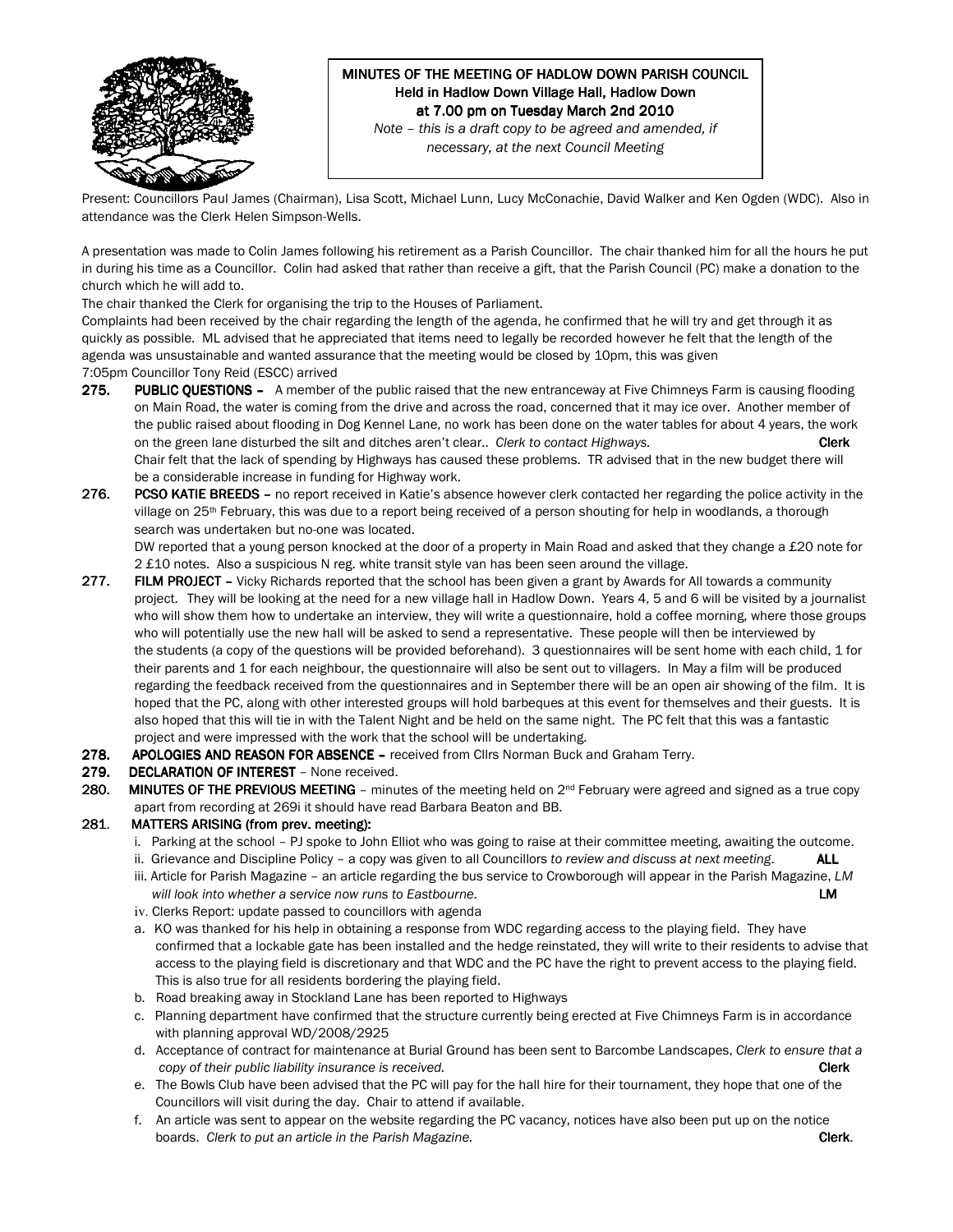**MINUTES OF THE MEETING OF HADLOW DOWN PARISH COUNCIL**
**Held in Hadlow Down Village Hall, Hadlow Down**
**at 7.00 pm on Tuesday March 2nd 2010**

*Note – this is a draft copy to be agreed and amended, if necessary, at the next Council Meeting*

Present: Councillors Paul James (Chairman), Lisa Scott, Michael Lunn, Lucy McConachie, David Walker and Ken Ogden (WDC). Also in attendance was the Clerk Helen Simpson-Wells.

A presentation was made to Colin James following his retirement as a Parish Councillor. The chair thanked him for all the hours he put in during his time as a Councillor. Colin had asked that rather than receive a gift, that the Parish Council (PC) make a donation to the church which he will add to.

The chair thanked the Clerk for organising the trip to the Houses of Parliament.

Complaints had been received by the chair regarding the length of the agenda, he confirmed that he will try and get through it as quickly as possible. ML advised that he appreciated that items need to legally be recorded however he felt that the length of the agenda was unsustainable and wanted assurance that the meeting would be closed by 10pm, this was given

7:05pm Councillor Tony Reid (ESCC) arrived

**275. PUBLIC QUESTIONS –** A member of the public raised that the new entranceway at Five Chimneys Farm is causing flooding on Main Road, the water is coming from the drive and across the road, concerned that it may ice over. Another member of the public raised about flooding in Dog Kennel Lane, no work has been done on the water tables for about 4 years, the work on the green lane disturbed the silt and ditches aren't clear.. *Clerk to contact Highways.* **Clerk**
Chair felt that the lack of spending by Highways has caused these problems. TR advised that in the new budget there will be a considerable increase in funding for Highway work.

**276. PCSO KATIE BREEDS –** no report received in Katie's absence however clerk contacted her regarding the police activity in the village on 25th February, this was due to a report being received of a person shouting for help in woodlands, a thorough search was undertaken but no-one was located.
DW reported that a young person knocked at the door of a property in Main Road and asked that they change a £20 note for 2 £10 notes. Also a suspicious N reg. white transit style van has been seen around the village.

**277. FILM PROJECT –** Vicky Richards reported that the school has been given a grant by Awards for All towards a community project. They will be looking at the need for a new village hall in Hadlow Down. Years 4, 5 and 6 will be visited by a journalist who will show them how to undertake an interview, they will write a questionnaire, hold a coffee morning, where those groups who will potentially use the new hall will be asked to send a representative. These people will then be interviewed by the students (a copy of the questions will be provided beforehand). 3 questionnaires will be sent home with each child, 1 for their parents and 1 for each neighbour, the questionnaire will also be sent out to villagers. In May a film will be produced regarding the feedback received from the questionnaires and in September there will be an open air showing of the film. It is hoped that the PC, along with other interested groups will hold barbeques at this event for themselves and their guests. It is also hoped that this will tie in with the Talent Night and be held on the same night. The PC felt that this was a fantastic project and were impressed with the work that the school will be undertaking.

**278. APOLOGIES AND REASON FOR ABSENCE –** received from Cllrs Norman Buck and Graham Terry.

**279. DECLARATION OF INTEREST** – None received.

**280. MINUTES OF THE PREVIOUS MEETING** – minutes of the meeting held on 2nd February were agreed and signed as a true copy apart from recording at 269i it should have read Barbara Beaton and BB.

**281. MATTERS ARISING (from prev. meeting):**

i. Parking at the school – PJ spoke to John Elliot who was going to raise at their committee meeting, awaiting the outcome.
ii. Grievance and Discipline Policy – a copy was given to all Councillors *to review and discuss at next meeting*. **ALL**
iii. Article for Parish Magazine – an article regarding the bus service to Crowborough will appear in the Parish Magazine, *LM will look into whether a service now runs to Eastbourne.* **LM**
iv. Clerks Report: update passed to councillors with agenda

a. KO was thanked for his help in obtaining a response from WDC regarding access to the playing field. They have confirmed that a lockable gate has been installed and the hedge reinstated, they will write to their residents to advise that access to the playing field is discretionary and that WDC and the PC have the right to prevent access to the playing field. This is also true for all residents bordering the playing field.
b. Road breaking away in Stockland Lane has been reported to Highways
c. Planning department have confirmed that the structure currently being erected at Five Chimneys Farm is in accordance with planning approval WD/2008/2925
d. Acceptance of contract for maintenance at Burial Ground has been sent to Barcombe Landscapes, *Clerk to ensure that a copy of their public liability insurance is received.* **Clerk**
e. The Bowls Club have been advised that the PC will pay for the hall hire for their tournament, they hope that one of the Councillors will visit during the day. Chair to attend if available.
f. An article was sent to appear on the website regarding the PC vacancy, notices have also been put up on the notice boards. *Clerk to put an article in the Parish Magazine.* **Clerk**.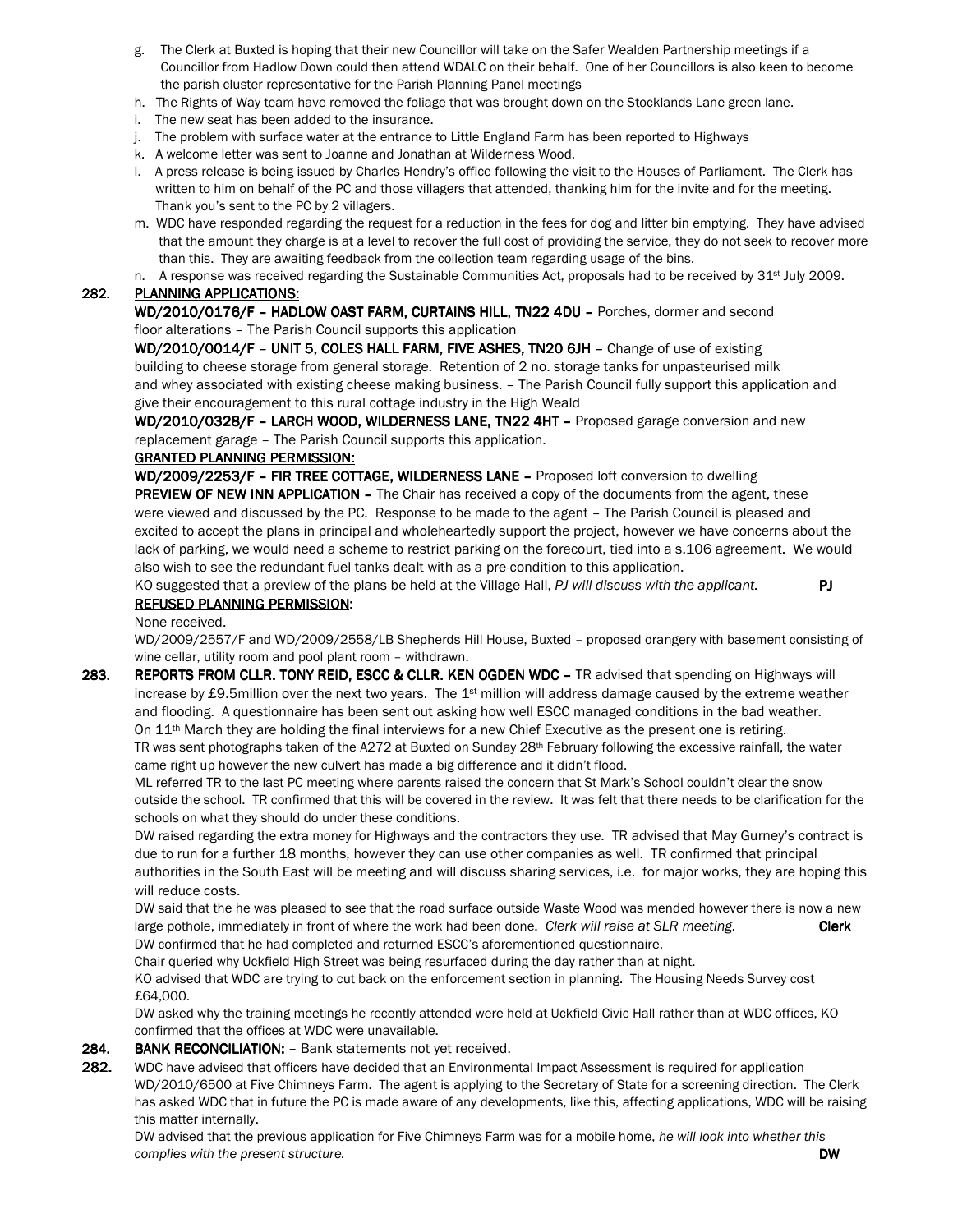g. The Clerk at Buxted is hoping that their new Councillor will take on the Safer Wealden Partnership meetings if a Councillor from Hadlow Down could then attend WDALC on their behalf. One of her Councillors is also keen to become the parish cluster representative for the Parish Planning Panel meetings
h. The Rights of Way team have removed the foliage that was brought down on the Stocklands Lane green lane.
i. The new seat has been added to the insurance.
j. The problem with surface water at the entrance to Little England Farm has been reported to Highways
k. A welcome letter was sent to Joanne and Jonathan at Wilderness Wood.
l. A press release is being issued by Charles Hendry's office following the visit to the Houses of Parliament. The Clerk has written to him on behalf of the PC and those villagers that attended, thanking him for the invite and for the meeting. Thank you's sent to the PC by 2 villagers.
m. WDC have responded regarding the request for a reduction in the fees for dog and litter bin emptying. They have advised that the amount they charge is at a level to recover the full cost of providing the service, they do not seek to recover more than this. They are awaiting feedback from the collection team regarding usage of the bins.
n. A response was received regarding the Sustainable Communities Act, proposals had to be received by 31st July 2009.

**282. PLANNING APPLICATIONS:**

**WD/2010/0176/F – HADLOW OAST FARM, CURTAINS HILL, TN22 4DU –** Porches, dormer and second floor alterations – The Parish Council supports this application

**WD/2010/0014/F – UNIT 5, COLES HALL FARM, FIVE ASHES, TN20 6JH –** Change of use of existing building to cheese storage from general storage. Retention of 2 no. storage tanks for unpasteurised milk and whey associated with existing cheese making business. – The Parish Council fully support this application and give their encouragement to this rural cottage industry in the High Weald

**WD/2010/0328/F – LARCH WOOD, WILDERNESS LANE, TN22 4HT –** Proposed garage conversion and new replacement garage – The Parish Council supports this application.

**GRANTED PLANNING PERMISSION:**

**WD/2009/2253/F – FIR TREE COTTAGE, WILDERNESS LANE –** Proposed loft conversion to dwelling

**PREVIEW OF NEW INN APPLICATION –** The Chair has received a copy of the documents from the agent, these were viewed and discussed by the PC. Response to be made to the agent – The Parish Council is pleased and excited to accept the plans in principal and wholeheartedly support the project, however we have concerns about the lack of parking, we would need a scheme to restrict parking on the forecourt, tied into a s.106 agreement. We would also wish to see the redundant fuel tanks dealt with as a pre-condition to this application.

KO suggested that a preview of the plans be held at the Village Hall, *PJ will discuss with the applicant.* **PJ**

**REFUSED PLANNING PERMISSION:**

None received.

WD/2009/2557/F and WD/2009/2558/LB Shepherds Hill House, Buxted – proposed orangery with basement consisting of wine cellar, utility room and pool plant room – withdrawn.

**283. REPORTS FROM CLLR. TONY REID, ESCC & CLLR. KEN OGDEN WDC –** TR advised that spending on Highways will increase by £9.5million over the next two years. The 1st million will address damage caused by the extreme weather and flooding. A questionnaire has been sent out asking how well ESCC managed conditions in the bad weather. On 11th March they are holding the final interviews for a new Chief Executive as the present one is retiring.

TR was sent photographs taken of the A272 at Buxted on Sunday 28th February following the excessive rainfall, the water came right up however the new culvert has made a big difference and it didn't flood.

ML referred TR to the last PC meeting where parents raised the concern that St Mark's School couldn't clear the snow outside the school. TR confirmed that this will be covered in the review. It was felt that there needs to be clarification for the schools on what they should do under these conditions.

DW raised regarding the extra money for Highways and the contractors they use. TR advised that May Gurney's contract is due to run for a further 18 months, however they can use other companies as well. TR confirmed that principal authorities in the South East will be meeting and will discuss sharing services, i.e. for major works, they are hoping this will reduce costs.

DW said that the he was pleased to see that the road surface outside Waste Wood was mended however there is now a new large pothole, immediately in front of where the work had been done. *Clerk will raise at SLR meeting.* **Clerk**

DW confirmed that he had completed and returned ESCC's aforementioned questionnaire.

Chair queried why Uckfield High Street was being resurfaced during the day rather than at night.

KO advised that WDC are trying to cut back on the enforcement section in planning. The Housing Needs Survey cost £64,000.

DW asked why the training meetings he recently attended were held at Uckfield Civic Hall rather than at WDC offices, KO confirmed that the offices at WDC were unavailable.

**284. BANK RECONCILIATION:** – Bank statements not yet received.

**282.** WDC have advised that officers have decided that an Environmental Impact Assessment is required for application WD/2010/6500 at Five Chimneys Farm. The agent is applying to the Secretary of State for a screening direction. The Clerk has asked WDC that in future the PC is made aware of any developments, like this, affecting applications, WDC will be raising this matter internally.

DW advised that the previous application for Five Chimneys Farm was for a mobile home, *he will look into whether this complies with the present structure.* **DW**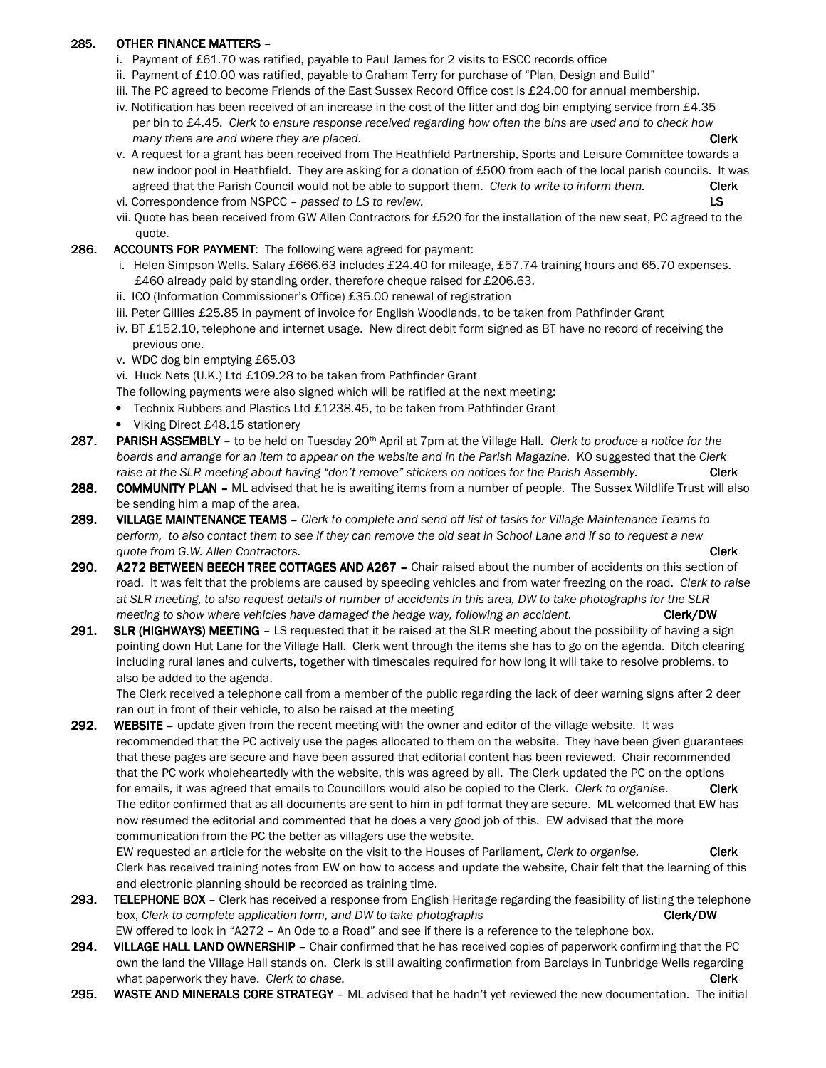**285. OTHER FINANCE MATTERS** –

i. Payment of £61.70 was ratified, payable to Paul James for 2 visits to ESCC records office
ii. Payment of £10.00 was ratified, payable to Graham Terry for purchase of "Plan, Design and Build"
iii. The PC agreed to become Friends of the East Sussex Record Office cost is £24.00 for annual membership.
iv. Notification has been received of an increase in the cost of the litter and dog bin emptying service from £4.35 per bin to £4.45. *Clerk to ensure response received regarding how often the bins are used and to check how many there are and where they are placed.* **Clerk**
v. A request for a grant has been received from The Heathfield Partnership, Sports and Leisure Committee towards a new indoor pool in Heathfield. They are asking for a donation of £500 from each of the local parish councils. It was agreed that the Parish Council would not be able to support them. *Clerk to write to inform them.* **Clerk**
vi. Correspondence from NSPCC – *passed to LS to review.* **LS**
vii. Quote has been received from GW Allen Contractors for £520 for the installation of the new seat, PC agreed to the quote.

**286. ACCOUNTS FOR PAYMENT**: The following were agreed for payment:

i. Helen Simpson-Wells. Salary £666.63 includes £24.40 for mileage, £57.74 training hours and 65.70 expenses. £460 already paid by standing order, therefore cheque raised for £206.63.
ii. ICO (Information Commissioner's Office) £35.00 renewal of registration
iii. Peter Gillies £25.85 in payment of invoice for English Woodlands, to be taken from Pathfinder Grant
iv. BT £152.10, telephone and internet usage. New direct debit form signed as BT have no record of receiving the previous one.
v. WDC dog bin emptying £65.03
vi. Huck Nets (U.K.) Ltd £109.28 to be taken from Pathfinder Grant

The following payments were also signed which will be ratified at the next meeting:

- Technix Rubbers and Plastics Ltd £1238.45, to be taken from Pathfinder Grant
- Viking Direct £48.15 stationery

**287. PARISH ASSEMBLY** – to be held on Tuesday 20th April at 7pm at the Village Hall. *Clerk to produce a notice for the boards and arrange for an item to appear on the website and in the Parish Magazine.* KO suggested that the *Clerk raise at the SLR meeting about having "don't remove" stickers on notices for the Parish Assembly.* **Clerk**

**288. COMMUNITY PLAN –** ML advised that he is awaiting items from a number of people. The Sussex Wildlife Trust will also be sending him a map of the area.

**289. VILLAGE MAINTENANCE TEAMS –** *Clerk to complete and send off list of tasks for Village Maintenance Teams to perform, to also contact them to see if they can remove the old seat in School Lane and if so to request a new quote from G.W. Allen Contractors.* **Clerk**

**290. A272 BETWEEN BEECH TREE COTTAGES AND A267 –** Chair raised about the number of accidents on this section of road. It was felt that the problems are caused by speeding vehicles and from water freezing on the road. *Clerk to raise at SLR meeting, to also request details of number of accidents in this area, DW to take photographs for the SLR meeting to show where vehicles have damaged the hedge way, following an accident.* **Clerk/DW**

**291. SLR (HIGHWAYS) MEETING** – LS requested that it be raised at the SLR meeting about the possibility of having a sign pointing down Hut Lane for the Village Hall. Clerk went through the items she has to go on the agenda. Ditch clearing including rural lanes and culverts, together with timescales required for how long it will take to resolve problems, to also be added to the agenda.

The Clerk received a telephone call from a member of the public regarding the lack of deer warning signs after 2 deer ran out in front of their vehicle, to also be raised at the meeting

**292. WEBSITE –** update given from the recent meeting with the owner and editor of the village website. It was recommended that the PC actively use the pages allocated to them on the website. They have been given guarantees that these pages are secure and have been assured that editorial content has been reviewed. Chair recommended that the PC work wholeheartedly with the website, this was agreed by all. The Clerk updated the PC on the options for emails, it was agreed that emails to Councillors would also be copied to the Clerk. *Clerk to organise*. **Clerk**
The editor confirmed that as all documents are sent to him in pdf format they are secure. ML welcomed that EW has now resumed the editorial and commented that he does a very good job of this. EW advised that the more communication from the PC the better as villagers use the website.

EW requested an article for the website on the visit to the Houses of Parliament, *Clerk to organise.* **Clerk**
Clerk has received training notes from EW on how to access and update the website, Chair felt that the learning of this and electronic planning should be recorded as training time.

**293. TELEPHONE BOX** – Clerk has received a response from English Heritage regarding the feasibility of listing the telephone box, *Clerk to complete application form, and DW to take photographs* **Clerk/DW**
EW offered to look in "A272 – An Ode to a Road" and see if there is a reference to the telephone box.

**294. VILLAGE HALL LAND OWNERSHIP –** Chair confirmed that he has received copies of paperwork confirming that the PC own the land the Village Hall stands on. Clerk is still awaiting confirmation from Barclays in Tunbridge Wells regarding what paperwork they have. *Clerk to chase.* **Clerk**

**295. WASTE AND MINERALS CORE STRATEGY** – ML advised that he hadn't yet reviewed the new documentation. The initial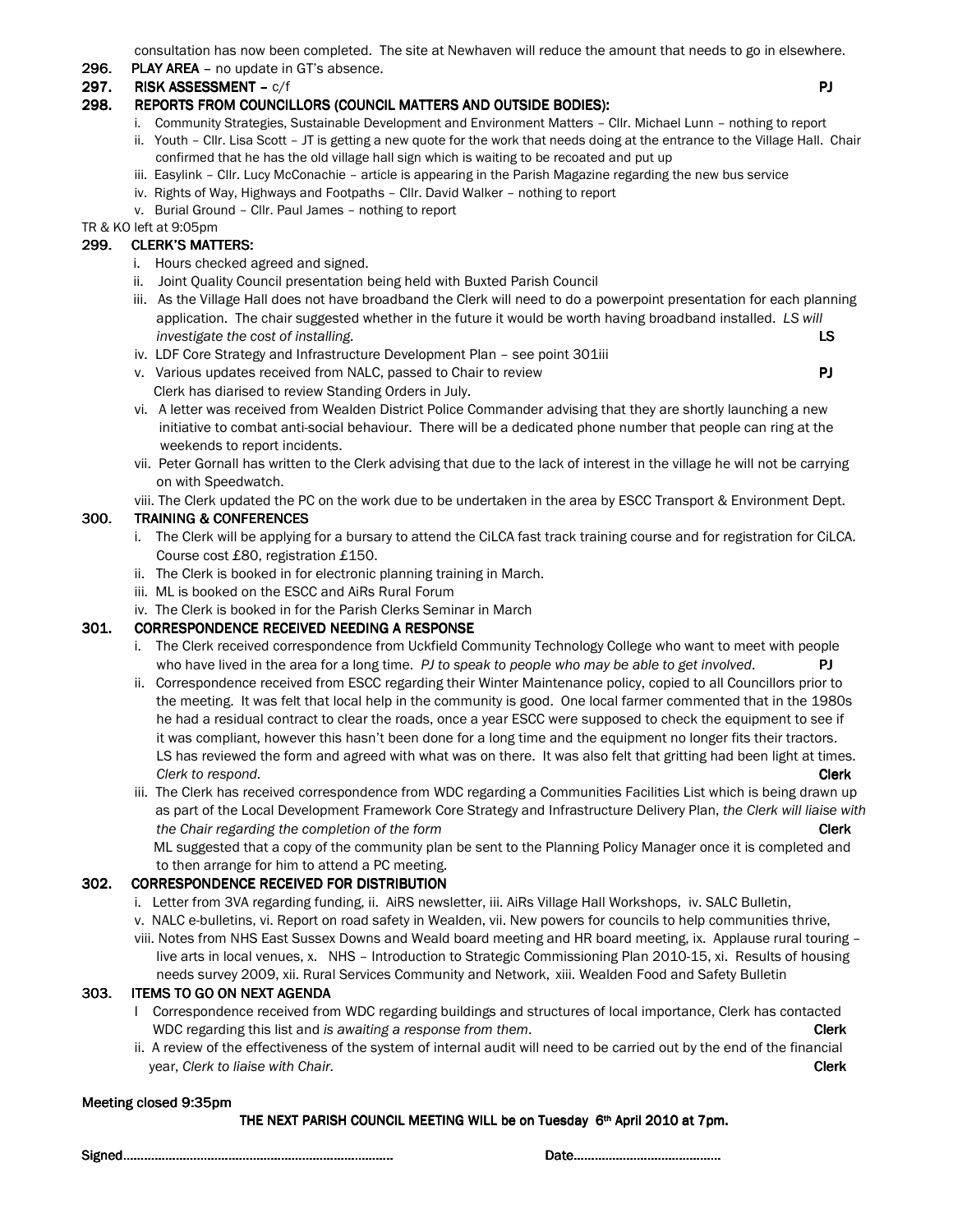consultation has now been completed. The site at Newhaven will reduce the amount that needs to go in elsewhere.

**296. PLAY AREA** – no update in GT's absence.

**297. RISK ASSESSMENT** – c/f **PJ**

**298. REPORTS FROM COUNCILLORS (COUNCIL MATTERS AND OUTSIDE BODIES):**

i. Community Strategies, Sustainable Development and Environment Matters – Cllr. Michael Lunn – nothing to report

ii. Youth – Cllr. Lisa Scott – JT is getting a new quote for the work that needs doing at the entrance to the Village Hall. Chair confirmed that he has the old village hall sign which is waiting to be recoated and put up

iii. Easylink – Cllr. Lucy McConachie – article is appearing in the Parish Magazine regarding the new bus service

iv. Rights of Way, Highways and Footpaths – Cllr. David Walker – nothing to report

v. Burial Ground – Cllr. Paul James – nothing to report

TR & KO left at 9:05pm

**299. CLERK'S MATTERS:**

i. Hours checked agreed and signed.

ii. Joint Quality Council presentation being held with Buxted Parish Council

iii. As the Village Hall does not have broadband the Clerk will need to do a powerpoint presentation for each planning application. The chair suggested whether in the future it would be worth having broadband installed. *LS will investigate the cost of installing.* **LS**

iv. LDF Core Strategy and Infrastructure Development Plan – see point 301iii

v. Various updates received from NALC, passed to Chair to review **PJ**
Clerk has diarised to review Standing Orders in July.

vi. A letter was received from Wealden District Police Commander advising that they are shortly launching a new initiative to combat anti-social behaviour. There will be a dedicated phone number that people can ring at the weekends to report incidents.

vii. Peter Gornall has written to the Clerk advising that due to the lack of interest in the village he will not be carrying on with Speedwatch.

viii. The Clerk updated the PC on the work due to be undertaken in the area by ESCC Transport & Environment Dept.

**300. TRAINING & CONFERENCES**

i. The Clerk will be applying for a bursary to attend the CiLCA fast track training course and for registration for CiLCA. Course cost £80, registration £150.

ii. The Clerk is booked in for electronic planning training in March.

iii. ML is booked on the ESCC and AiRs Rural Forum

iv. The Clerk is booked in for the Parish Clerks Seminar in March

**301. CORRESPONDENCE RECEIVED NEEDING A RESPONSE**

i. The Clerk received correspondence from Uckfield Community Technology College who want to meet with people who have lived in the area for a long time. *PJ to speak to people who may be able to get involved*. **PJ**

ii. Correspondence received from ESCC regarding their Winter Maintenance policy, copied to all Councillors prior to the meeting. It was felt that local help in the community is good. One local farmer commented that in the 1980s he had a residual contract to clear the roads, once a year ESCC were supposed to check the equipment to see if it was compliant, however this hasn't been done for a long time and the equipment no longer fits their tractors. LS has reviewed the form and agreed with what was on there. It was also felt that gritting had been light at times. *Clerk to respond.* **Clerk**

iii. The Clerk has received correspondence from WDC regarding a Communities Facilities List which is being drawn up as part of the Local Development Framework Core Strategy and Infrastructure Delivery Plan, *the Clerk will liaise with the Chair regarding the completion of the form* **Clerk**
ML suggested that a copy of the community plan be sent to the Planning Policy Manager once it is completed and to then arrange for him to attend a PC meeting.

**302. CORRESPONDENCE RECEIVED FOR DISTRIBUTION**

i. Letter from 3VA regarding funding, ii. AiRS newsletter, iii. AiRS Village Hall Workshops, iv. SALC Bulletin, v. NALC e-bulletins, vi. Report on road safety in Wealden, vii. New powers for councils to help communities thrive, viii. Notes from NHS East Sussex Downs and Weald board meeting and HR board meeting, ix. Applause rural touring – live arts in local venues, x. NHS – Introduction to Strategic Commissioning Plan 2010-15, xi. Results of housing needs survey 2009, xii. Rural Services Community and Network, xiii. Wealden Food and Safety Bulletin

**303. ITEMS TO GO ON NEXT AGENDA**

I Correspondence received from WDC regarding buildings and structures of local importance, Clerk has contacted WDC regarding this list and *is awaiting a response from them*. **Clerk**

ii. A review of the effectiveness of the system of internal audit will need to be carried out by the end of the financial year, *Clerk to liaise with Chair.* **Clerk**

**Meeting closed 9:35pm**

**THE NEXT PARISH COUNCIL MEETING WILL be on Tuesday 6th April 2010 at 7pm.**

Signed…………………………………………………………………… Date……………………………………